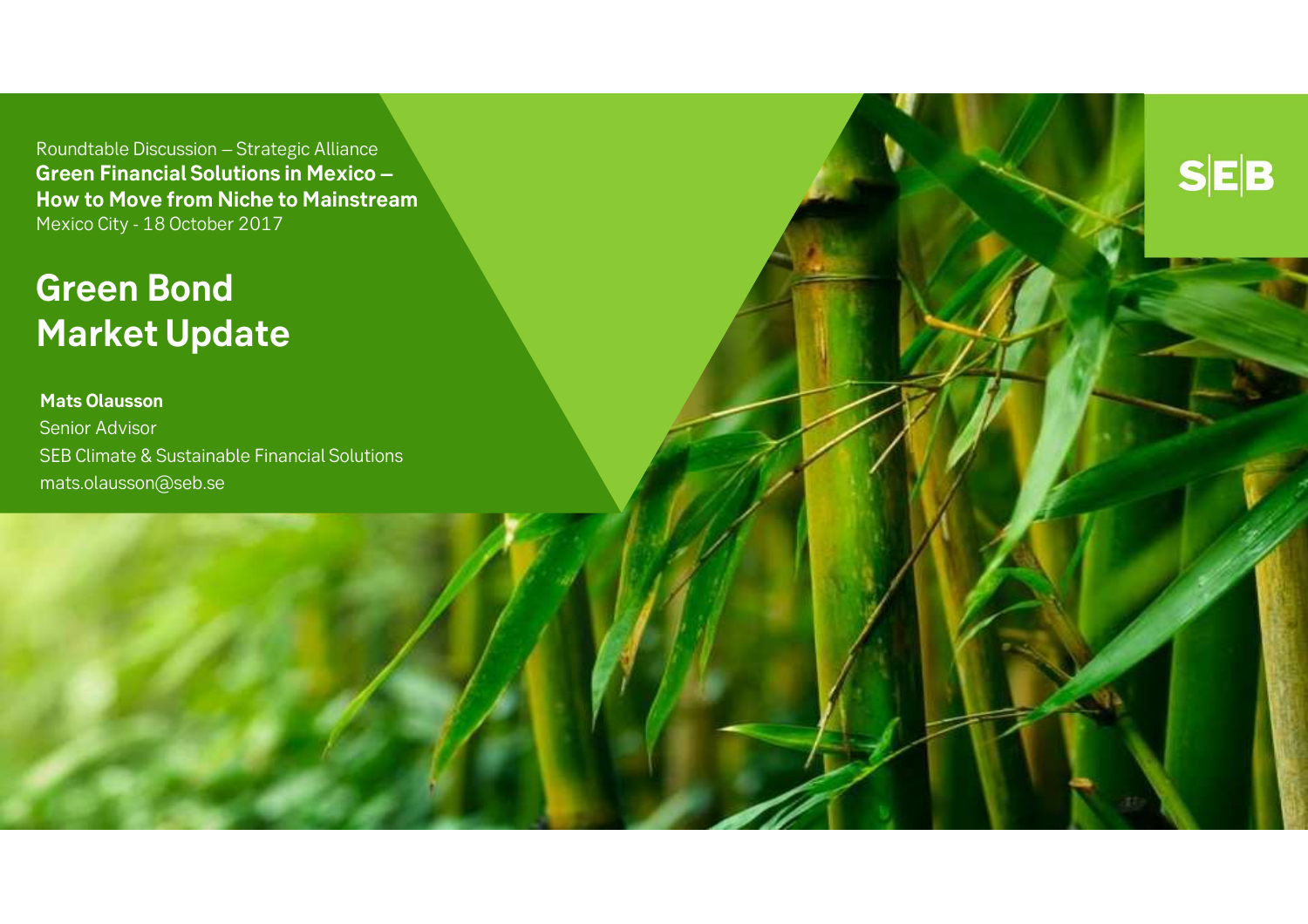Roundtable Discussion – Strategic Alliance

**Green Financial Solutions in Mexico – How to Move from Niche to Mainstream**

Mexico City - 18 October 2017

# Green Bond Market Update

**Mats Olausson**

Senior Advisor

SEB Climate & Sustainable Financial Solutions

mats.olausson@seb.se

SEB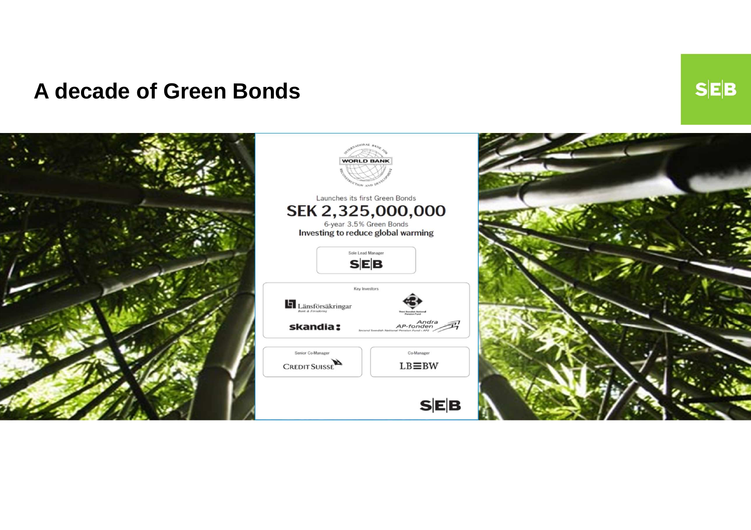# A decade of Green Bonds

WORLD BANK

INTERNATIONAL BANK FOR RECONSTRUCTION AND DEVELOPMENT

Launches its first Green Bonds

## SEK 2,325,000,000

6-year 3.5% Green Bonds

**Investing to reduce global warming**

Sole Lead Manager

SEB

Key Investors

Länsförsäkringar
Bank & Försäkring

Third Swedish National Pension Fund

skandia

Andra AP-fonden
Second Swedish National Pension Fund – AP2

Senior Co-Manager

CREDIT SUISSE

Co-Manager

LBBW

SEB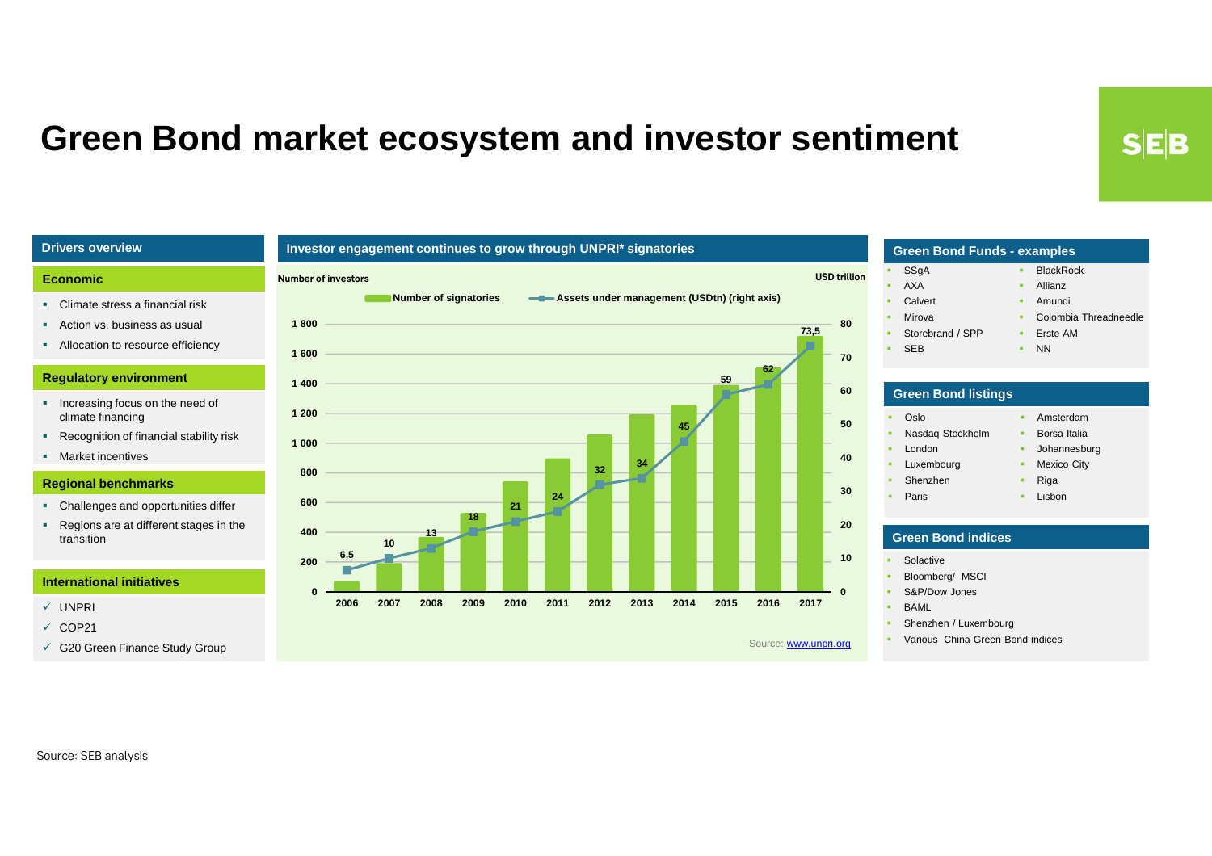# Green Bond market ecosystem and investor sentiment

## Drivers overview

### Economic

- Climate stress a financial risk
- Action vs. business as usual
- Allocation to resource efficiency

### Regulatory environment

- Increasing focus on the need of climate financing
- Recognition of financial stability risk
- Market incentives

### Regional benchmarks

- Challenges and opportunities differ
- Regions are at different stages in the transition

### International initiatives

- ✓ UNPRI
- ✓ COP21
- ✓ G20 Green Finance Study Group

## Investor engagement continues to grow through UNPRI* signatories

Number of investors / USD trillion

Number of signatories; Assets under management (USDtn) (right axis)

| Year | Assets under management (USDtn) |
|---|---|
| 2006 | 6,5 |
| 2007 | 10 |
| 2008 | 13 |
| 2009 | 18 |
| 2010 | 21 |
| 2011 | 24 |
| 2012 | 32 |
| 2013 | 34 |
| 2014 | 45 |
| 2015 | 59 |
| 2016 | 62 |
| 2017 | 73,5 |

Source: www.unpri.org

## Green Bond Funds - examples

- SSgA
- AXA
- Calvert
- Mirova
- Storebrand / SPP
- SEB
- BlackRock
- Allianz
- Amundi
- Colombia Threadneedle
- Erste AM
- NN

## Green Bond listings

- Oslo
- Nasdaq Stockholm
- London
- Luxembourg
- Shenzhen
- Paris
- Amsterdam
- Borsa Italia
- Johannesburg
- Mexico City
- Riga
- Lisbon

## Green Bond indices

- Solactive
- Bloomberg/ MSCI
- S&P/Dow Jones
- BAML
- Shenzhen / Luxembourg
- Various China Green Bond indices

Source: SEB analysis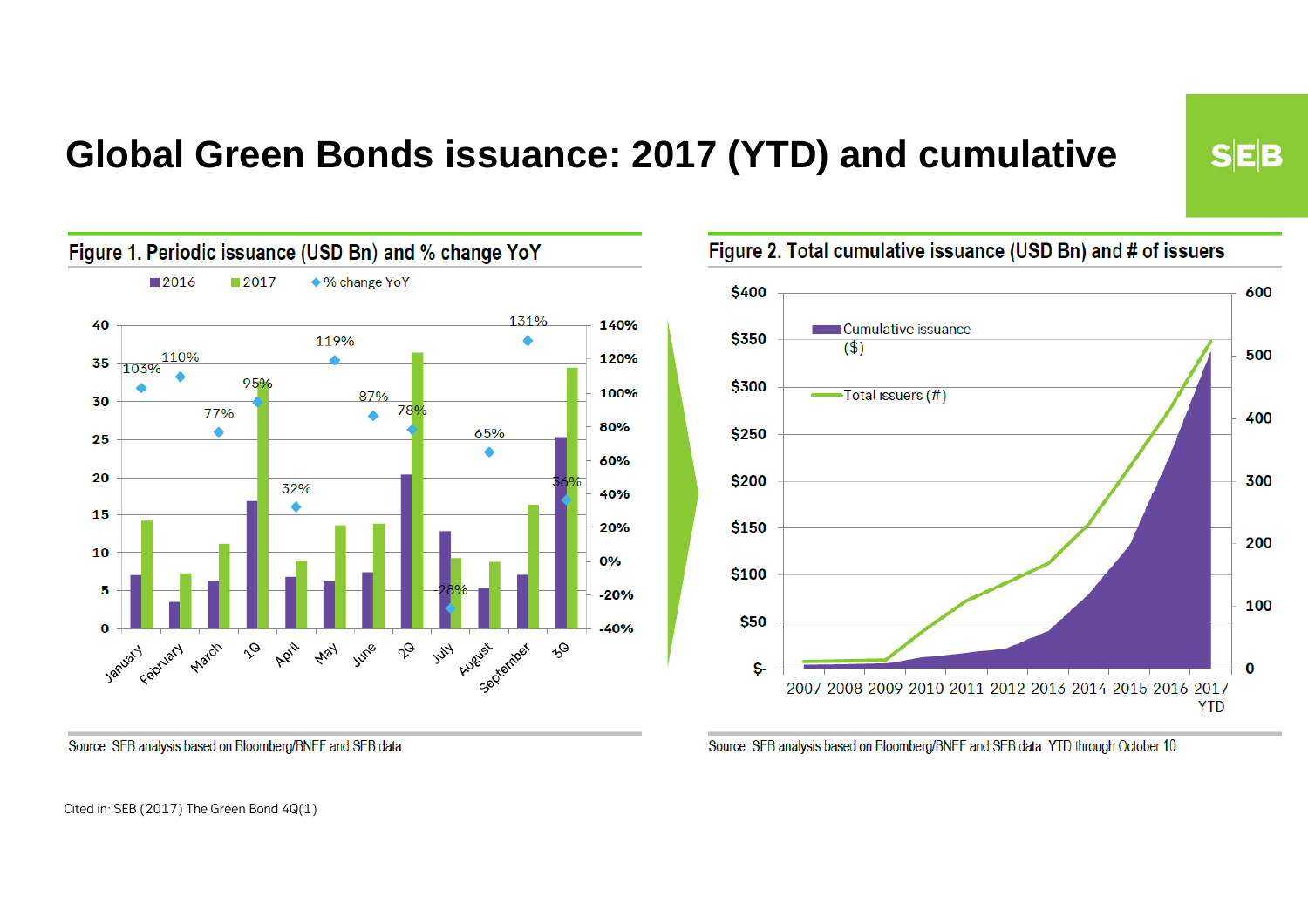# Global Green Bonds issuance: 2017 (YTD) and cumulative

**Figure 1. Periodic issuance (USD Bn) and % change YoY**

Source: SEB analysis based on Bloomberg/BNEF and SEB data

**Figure 2. Total cumulative issuance (USD Bn) and # of issuers**

Source: SEB analysis based on Bloomberg/BNEF and SEB data. YTD through October 10.

Cited in: SEB (2017) The Green Bond 4Q(1)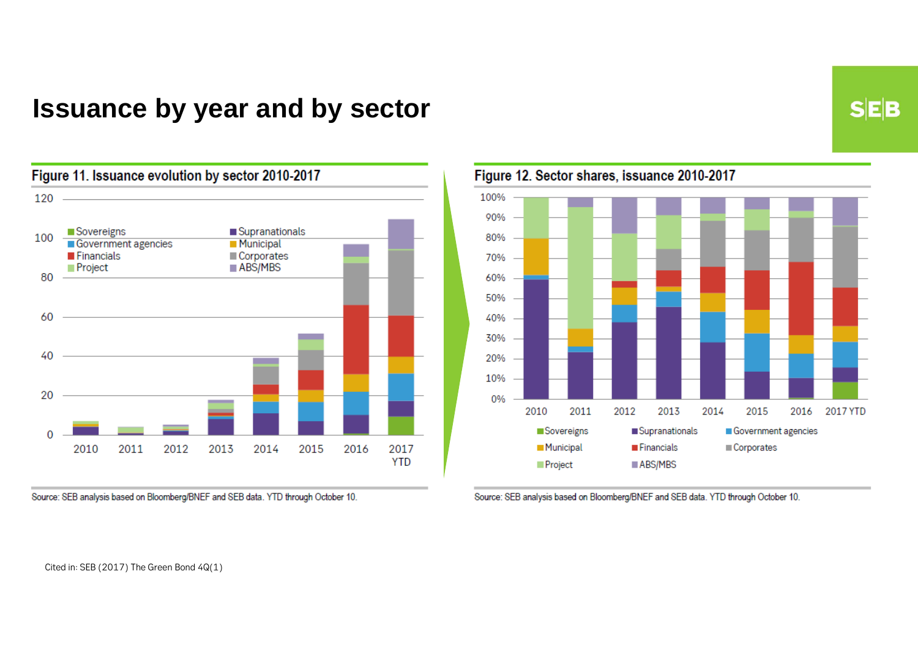# Issuance by year and by sector

**Figure 11. Issuance evolution by sector 2010-2017**

Source: SEB analysis based on Bloomberg/BNEF and SEB data. YTD through October 10.

**Figure 12. Sector shares, issuance 2010-2017**

Source: SEB analysis based on Bloomberg/BNEF and SEB data. YTD through October 10.

Cited in: SEB (2017) The Green Bond 4Q(1)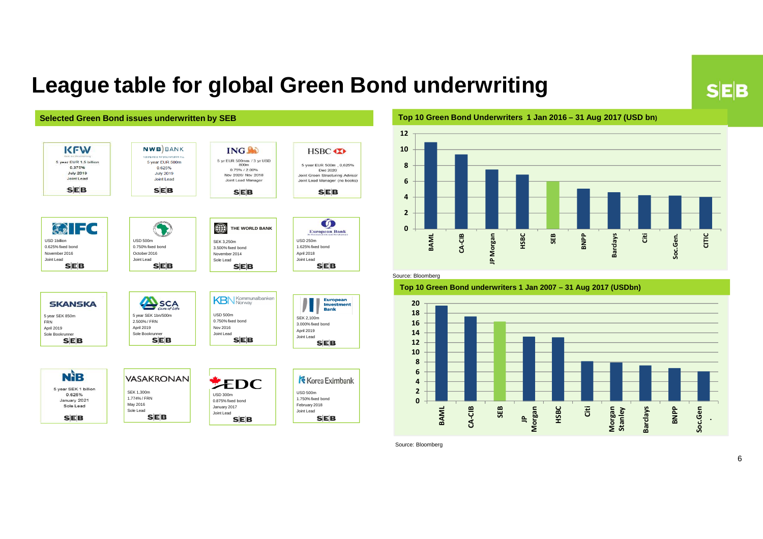# League table for global Green Bond underwriting

## Selected Green Bond issues underwritten by SEB

| Issuer | Details |
|---|---|
| KFW | 5 year EUR 1.5 billion, 0.375%, July 2019, Joint Lead |
| NWB Bank | 5 year EUR 500m, 0.625%, July 2019, Joint Lead |
| ING | 5 yr EUR 500mm / 3 yr USD 800m, 0.75% / 2.00%, Nov 2020/ Nov 2018, Joint Lead Manager |
| HSBC | 5 year EUR 500m, 0,625%, Dec 2020, Joint Green Structuring Advisor, Joint Lead Manager (no books) |
| IFC | USD 1billion, 0.625% fixed bond, November 2016, Joint Lead |
| African Development Bank | USD 500m, 0.750% fixed bond, October 2016, Joint Lead |
| The World Bank | SEK 3,250m, 3.500% fixed bond, November 2014, Sole Lead |
| European Bank for Reconstruction and Development | USD 250m, 1.625% fixed bond, April 2018, Joint Lead |
| Skanska | 5 year SEK 850m, FRN, April 2019, Sole Bookrunner |
| SCA | 5 year SEK 1bn/500m, 2.500% / FRN, April 2019, Sole Bookrunner |
| KBN Kommunalbanken Norway | USD 500m, 0.750% fixed bond, Nov 2016, Joint Lead |
| European Investment Bank | SEK 2,100m, 3.000% fixed bond, April 2019, Joint Lead |
| NIB | 5 year SEK 1 billion, 0.625%, January 2021, Sole Lead |
| Vasakronan | SEK 1,300m, 1.774% / FRN, May 2016, Sole Lead |
| EDC | USD 300m, 0.875% fixed bond, January 2017, Joint Lead |
| Korea Eximbank | USD 500m, 1.750% fixed bond, February 2018, Joint Lead |

## Top 10 Green Bond Underwriters 1 Jan 2016 – 31 Aug 2017 (USD bn)

| Underwriter | USD bn (approx.) |
|---|---|
| BAML | 11.0 |
| CA-CIB | 9.4 |
| JP Morgan | 7.5 |
| HSBC | 6.8 |
| SEB | 6.0 |
| BNPP | 5.1 |
| Barclays | 4.6 |
| Citi | 4.2 |
| Soc.Gen. | 4.2 |
| CITIC | 4.0 |

Source: Bloomberg

## Top 10 Green Bond underwriters 1 Jan 2007 – 31 Aug 2017 (USDbn)

| Underwriter | USD bn (approx.) |
|---|---|
| BAML | 19.5 |
| CA-CIB | 17.3 |
| SEB | 16.2 |
| JP Morgan | 13.2 |
| HSBC | 13.1 |
| Citi | 8.1 |
| Morgan Stanley | 7.9 |
| Barclays | 7.3 |
| BNPP | 6.7 |
| Soc.Gen. | 6.0 |

Source: Bloomberg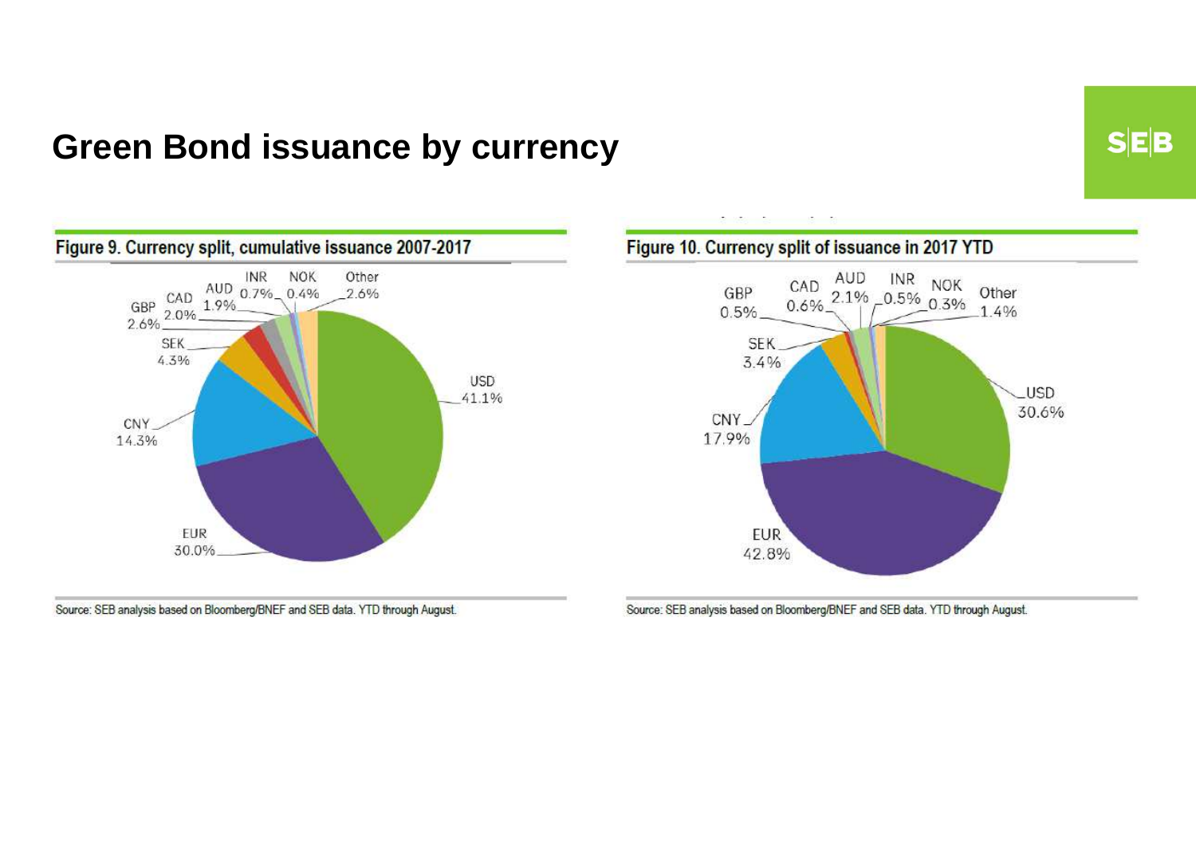# Green Bond issuance by currency

**Figure 9. Currency split, cumulative issuance 2007-2017**

| Currency | Share |
|---|---|
| USD | 41.1% |
| EUR | 30.0% |
| CNY | 14.3% |
| SEK | 4.3% |
| GBP | 2.6% |
| CAD | 2.0% |
| AUD | 1.9% |
| INR | 0.7% |
| NOK | 0.4% |
| Other | 2.6% |

Source: SEB analysis based on Bloomberg/BNEF and SEB data. YTD through August.

**Figure 10. Currency split of issuance in 2017 YTD**

| Currency | Share |
|---|---|
| EUR | 42.8% |
| USD | 30.6% |
| CNY | 17.9% |
| SEK | 3.4% |
| AUD | 2.1% |
| CAD | 0.6% |
| GBP | 0.5% |
| INR | 0.5% |
| NOK | 0.3% |
| Other | 1.4% |

Source: SEB analysis based on Bloomberg/BNEF and SEB data. YTD through August.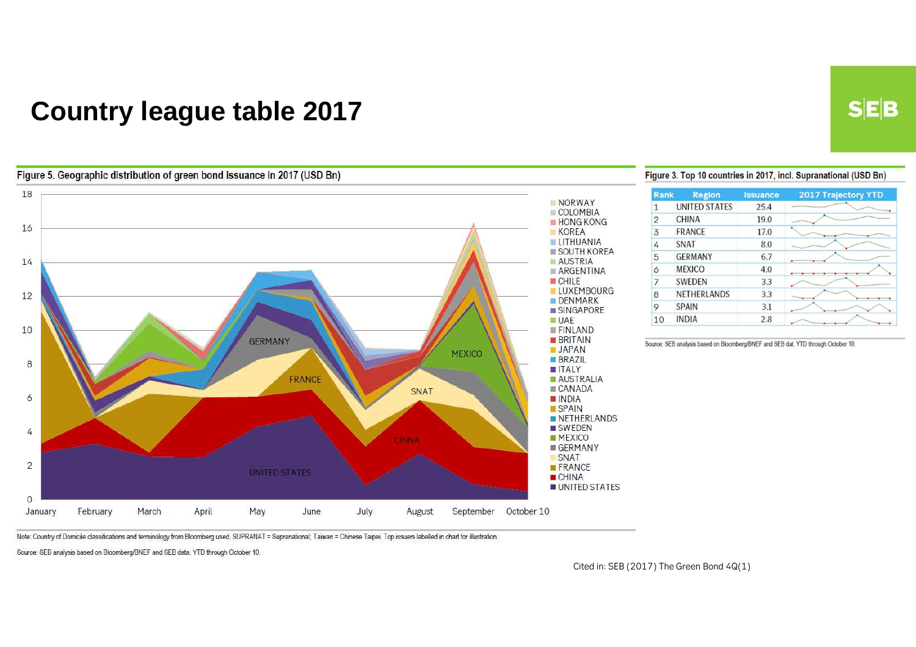# Country league table 2017

Figure 5. Geographic distribution of green bond issuance in 2017 (USD Bn)

Note: Country of Domicile classifications and terminology from Bloomberg used. SUPRANAT = Supranational; Taiwan = Chinese Taipei. Top issuers labelled in chart for illustration.

Source: SEB analysis based on Bloomberg/BNEF and SEB data. YTD through October 10.

Figure 3. Top 10 countries in 2017, incl. Supranational (USD Bn)

| Rank | Region | Issuance | 2017 Trajectory YTD |
|---|---|---|---|
| 1 | UNITED STATES | 25.4 | |
| 2 | CHINA | 19.0 | |
| 3 | FRANCE | 17.0 | |
| 4 | SNAT | 8.0 | |
| 5 | GERMANY | 6.7 | |
| 6 | MEXICO | 4.0 | |
| 7 | SWEDEN | 3.3 | |
| 8 | NETHERLANDS | 3.3 | |
| 9 | SPAIN | 3.1 | |
| 10 | INDIA | 2.8 | |

Source: SEB analysis based on Bloomberg/BNEF and SEB dat. YTD through October 10.

Cited in: SEB (2017) The Green Bond 4Q(1)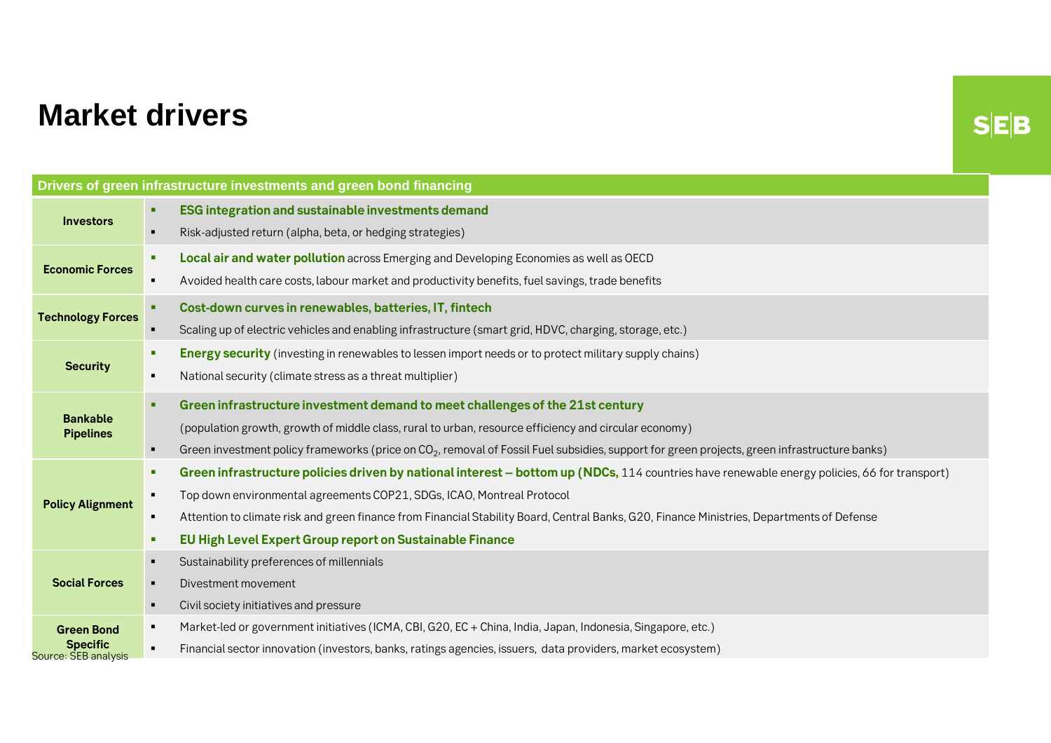# Market drivers

| Drivers of green infrastructure investments and green bond financing | |
|---|---|
| **Investors** | ▪ **ESG integration and sustainable investments demand**<br>▪ Risk-adjusted return (alpha, beta, or hedging strategies) |
| **Economic Forces** | ▪ **Local air and water pollution** across Emerging and Developing Economies as well as OECD<br>▪ Avoided health care costs, labour market and productivity benefits, fuel savings, trade benefits |
| **Technology Forces** | ▪ **Cost-down curves in renewables, batteries, IT, fintech**<br>▪ Scaling up of electric vehicles and enabling infrastructure (smart grid, HDVC, charging, storage, etc.) |
| **Security** | ▪ **Energy security** (investing in renewables to lessen import needs or to protect military supply chains)<br>▪ National security (climate stress as a threat multiplier) |
| **Bankable Pipelines** | ▪ **Green infrastructure investment demand to meet challenges of the 21st century** (population growth, growth of middle class, rural to urban, resource efficiency and circular economy)<br>▪ Green investment policy frameworks (price on $CO_2$, removal of Fossil Fuel subsidies, support for green projects, green infrastructure banks) |
| **Policy Alignment** | ▪ **Green infrastructure policies driven by national interest – bottom up (NDCs,** 114 countries have renewable energy policies, 66 for transport)<br>▪ Top down environmental agreements COP21, SDGs, ICAO, Montreal Protocol<br>▪ Attention to climate risk and green finance from Financial Stability Board, Central Banks, G20, Finance Ministries, Departments of Defense<br>▪ **EU High Level Expert Group report on Sustainable Finance** |
| **Social Forces** | ▪ Sustainability preferences of millennials<br>▪ Divestment movement<br>▪ Civil society initiatives and pressure |
| **Green Bond Specific** | ▪ Market-led or government initiatives (ICMA, CBI, G20, EC + China, India, Japan, Indonesia, Singapore, etc.)<br>▪ Financial sector innovation (investors, banks, ratings agencies, issuers, data providers, market ecosystem) |

Source: SEB analysis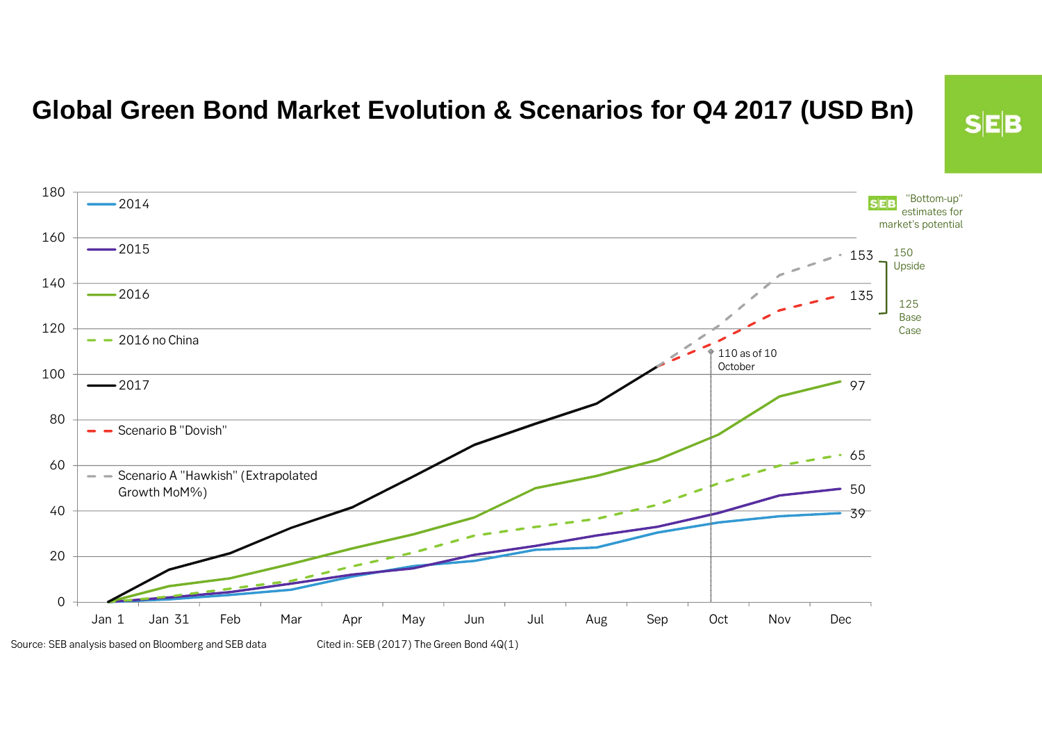# Global Green Bond Market Evolution & Scenarios for Q4 2017 (USD Bn)

SEB

Legend:
- 2014
- 2015
- 2016
- 2016 no China
- 2017
- Scenario B "Dovish"
- Scenario A "Hawkish" (Extrapolated Growth MoM%)

Y-axis: 0, 20, 40, 60, 80, 100, 120, 140, 160, 180

X-axis: Jan 1, Jan 31, Feb, Mar, Apr, May, Jun, Jul, Aug, Sep, Oct, Nov, Dec

End-of-year values: 153, 135, 97, 65, 50, 39

110 as of 10 October

SEB "Bottom-up" estimates for market's potential

150 Upside

125 Base Case

Source: SEB analysis based on Bloomberg and SEB data

Cited in: SEB (2017) The Green Bond 4Q(1)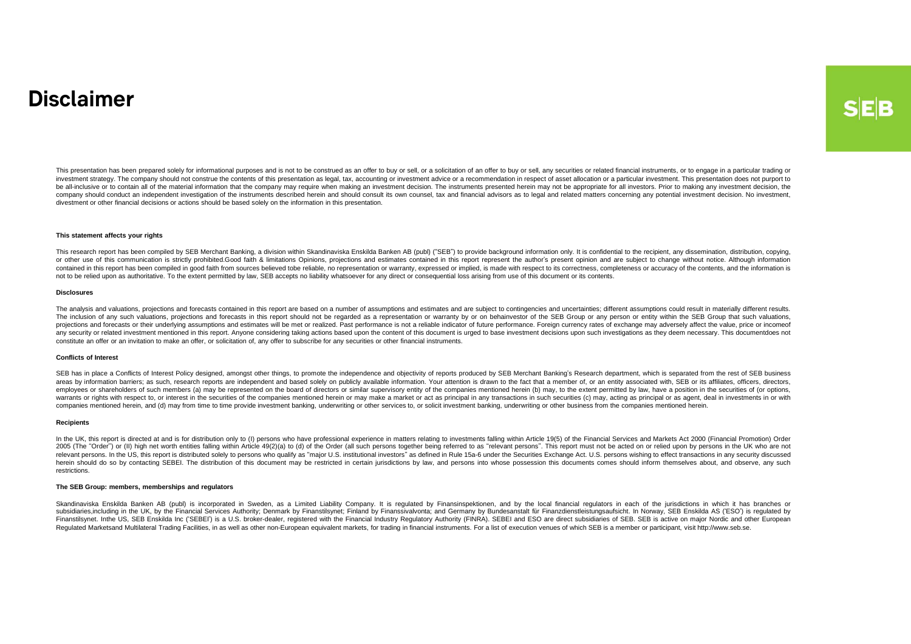# Disclaimer

This presentation has been prepared solely for informational purposes and is not to be construed as an offer to buy or sell, or a solicitation of an offer to buy or sell, any securities or related financial instruments, or to engage in a particular trading or investment strategy. The company should not construe the contents of this presentation as legal, tax, accounting or investment advice or a recommendation in respect of asset allocation or a particular investment. This presentation does not purport to be all-inclusive or to contain all of the material information that the company may require when making an investment decision. The instruments presented herein may not be appropriate for all investors. Prior to making any investment decision, the company should conduct an independent investigation of the instruments described herein and should consult its own counsel, tax and financial advisors as to legal and related matters concerning any potential investment decision. No investment, divestment or other financial decisions or actions should be based solely on the information in this presentation.

#### This statement affects your rights

This research report has been compiled by SEB Merchant Banking, a division within Skandinaviska Enskilda Banken AB (publ) ("SEB") to provide background information only. It is confidential to the recipient, any dissemination, distribution, copying, or other use of this communication is strictly prohibited.Good faith & limitations Opinions, projections and estimates contained in this report represent the author's present opinion and are subject to change without notice. Although information contained in this report has been compiled in good faith from sources believed tobe reliable, no representation or warranty, expressed or implied, is made with respect to its correctness, completeness or accuracy of the contents, and the information is not to be relied upon as authoritative. To the extent permitted by law, SEB accepts no liability whatsoever for any direct or consequential loss arising from use of this document or its contents.

#### Disclosures

The analysis and valuations, projections and forecasts contained in this report are based on a number of assumptions and estimates and are subject to contingencies and uncertainties; different assumptions could result in materially different results. The inclusion of any such valuations, projections and forecasts in this report should not be regarded as a representation or warranty by or on behainvestor of the SEB Group or any person or entity within the SEB Group that such valuations, projections and forecasts or their underlying assumptions and estimates will be met or realized. Past performance is not a reliable indicator of future performance. Foreign currency rates of exchange may adversely affect the value, price or incomeof any security or related investment mentioned in this report. Anyone considering taking actions based upon the content of this document is urged to base investment decisions upon such investigations as they deem necessary. This documentdoes not constitute an offer or an invitation to make an offer, or solicitation of, any offer to subscribe for any securities or other financial instruments.

#### Conflicts of Interest

SEB has in place a Conflicts of Interest Policy designed, amongst other things, to promote the independence and objectivity of reports produced by SEB Merchant Banking's Research department, which is separated from the rest of SEB business areas by information barriers; as such, research reports are independent and based solely on publicly available information. Your attention is drawn to the fact that a member of, or an entity associated with, SEB or its affiliates, officers, directors, employees or shareholders of such members (a) may be represented on the board of directors or similar supervisory entity of the companies mentioned herein (b) may, to the extent permitted by law, have a position in the securities of (or options, warrants or rights with respect to, or interest in the securities of the companies mentioned herein or may make a market or act as principal in any transactions in such securities (c) may, acting as principal or as agent, deal in investments in or with companies mentioned herein, and (d) may from time to time provide investment banking, underwriting or other services to, or solicit investment banking, underwriting or other business from the companies mentioned herein.

#### Recipients

In the UK, this report is directed at and is for distribution only to (I) persons who have professional experience in matters relating to investments falling within Article 19(5) of the Financial Services and Markets Act 2000 (Financial Promotion) Order 2005 (The "Order") or (II) high net worth entities falling within Article 49(2)(a) to (d) of the Order (all such persons together being referred to as "relevant persons". This report must not be acted on or relied upon by persons in the UK who are not relevant persons. In the US, this report is distributed solely to persons who qualify as "major U.S. institutional investors" as defined in Rule 15a-6 under the Securities Exchange Act. U.S. persons wishing to effect transactions in any security discussed herein should do so by contacting SEBEI. The distribution of this document may be restricted in certain jurisdictions by law, and persons into whose possession this documents comes should inform themselves about, and observe, any such restrictions.

#### The SEB Group: members, memberships and regulators

Skandinaviska Enskilda Banken AB (publ) is incorporated in Sweden, as a Limited Liability Company. It is regulated by Finansinspektionen, and by the local financial regulators in each of the jurisdictions in which it has branches or subsidiaries,including in the UK, by the Financial Services Authority; Denmark by Finanstilsynet; Finland by Finanssivalvonta; and Germany by Bundesanstalt für Finanzdienstleistungsaufsicht. In Norway, SEB Enskilda AS ('ESO') is regulated by Finanstilsynet. Inthe US, SEB Enskilda Inc ('SEBEI') is a U.S. broker-dealer, registered with the Financial Industry Regulatory Authority (FINRA). SEBEI and ESO are direct subsidiaries of SEB. SEB is active on major Nordic and other European Regulated Marketsand Multilateral Trading Facilities, in as well as other non-European equivalent markets, for trading in financial instruments. For a list of execution venues of which SEB is a member or participant, visit http://www.seb.se.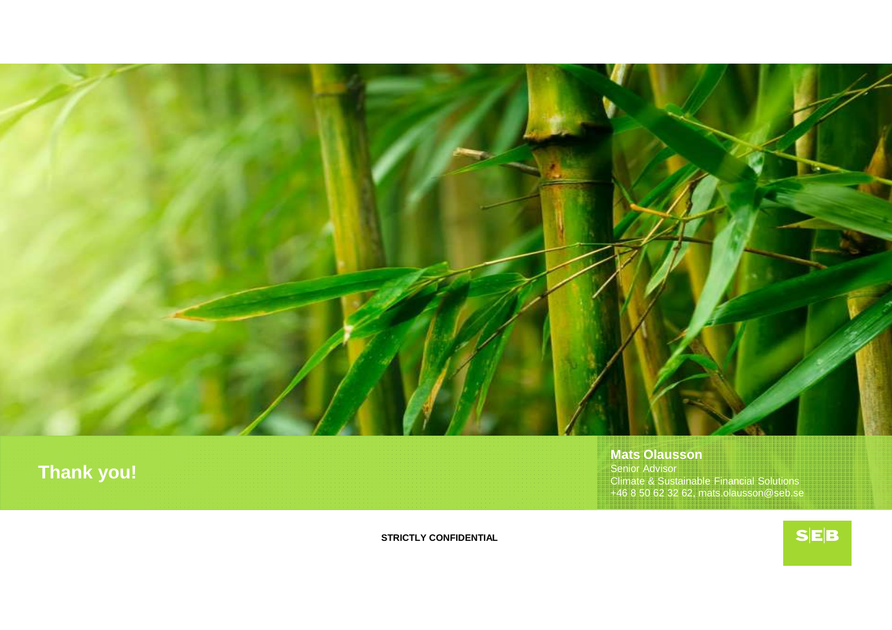**Thank you!**

**Mats Olausson**
Senior Advisor
Climate & Sustainable Financial Solutions
+46 8 50 62 32 62, mats.olausson@seb.se

**STRICTLY CONFIDENTIAL**

SEB